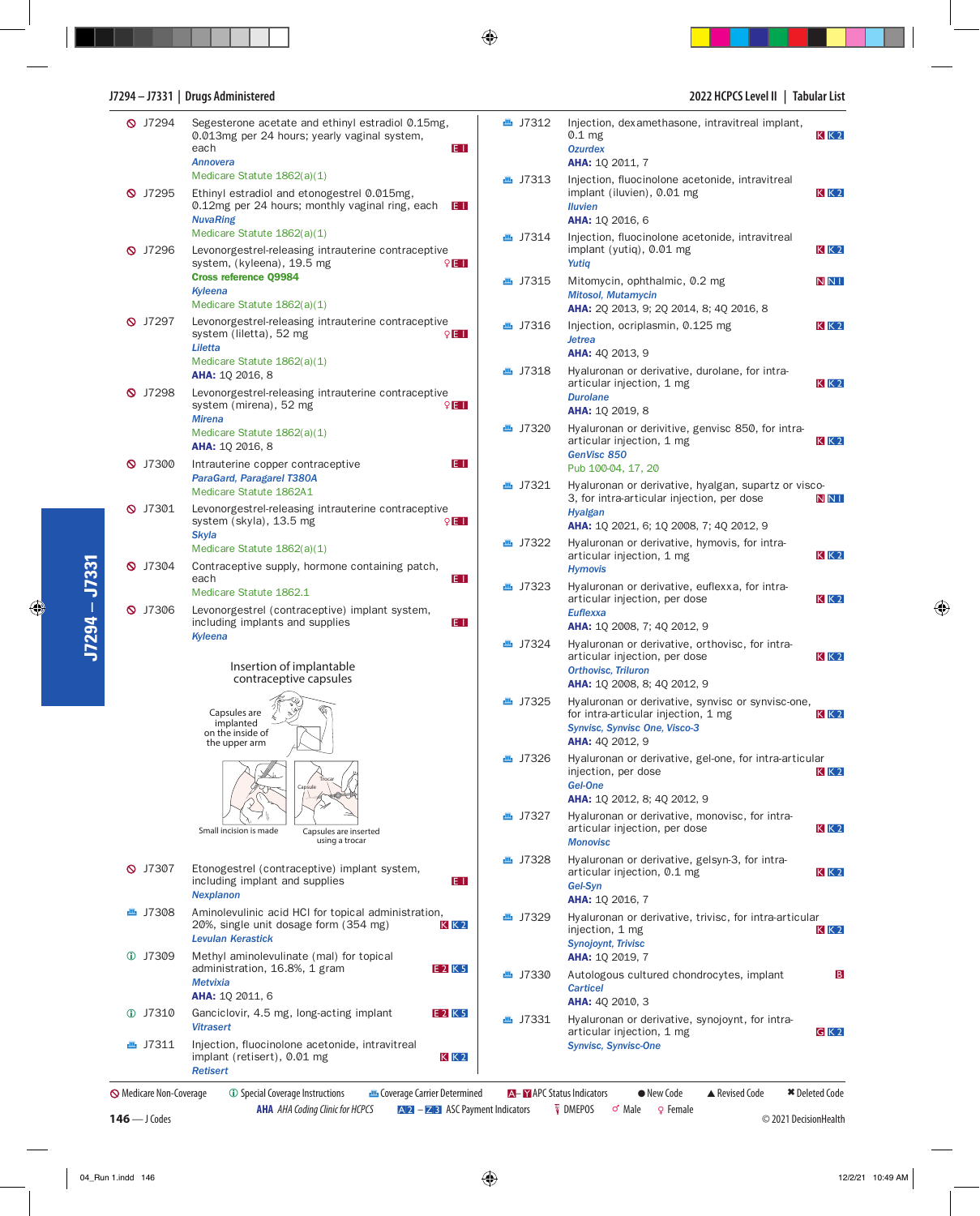⊘ J7294 Segesterone acetate and ethinyl estradiol 0.15mg, 0.013mg per 24 hours; yearly vaginal system, each E1
*Annovera*
Medicare Statute 1862(a)(1)

⊘ J7295 Ethinyl estradiol and etonogestrel 0.015mg, 0.12mg per 24 hours; monthly vaginal ring, each E1
*NuvaRing*
Medicare Statute 1862(a)(1)

⊘ J7296 Levonorgestrel-releasing intrauterine contraceptive system, (kyleena), 19.5 mg ♀ E1
**Cross reference Q9984**
*Kyleena*
Medicare Statute 1862(a)(1)

⊘ J7297 Levonorgestrel-releasing intrauterine contraceptive system (liletta), 52 mg ♀ E1
*Liletta*
Medicare Statute 1862(a)(1)
**AHA:** 1Q 2016, 8

⊘ J7298 Levonorgestrel-releasing intrauterine contraceptive system (mirena), 52 mg ♀ E1
*Mirena*
Medicare Statute 1862(a)(1)
**AHA:** 1Q 2016, 8

⊘ J7300 Intrauterine copper contraceptive E1
*ParaGard, Paragarel T380A*
Medicare Statute 1862A1

⊘ J7301 Levonorgestrel-releasing intrauterine contraceptive system (skyla), 13.5 mg ♀ E1
*Skyla*
Medicare Statute 1862(a)(1)

⊘ J7304 Contraceptive supply, hormone containing patch, each E1
Medicare Statute 1862.1

⊘ J7306 Levonorgestrel (contraceptive) implant system, including implants and supplies E1
*Kyleena*

Insertion of implantable contraceptive capsules

Capsules are implanted on the inside of the upper arm

Small incision is made

Capsules are inserted using a trocar

⊘ J7307 Etonogestrel (contraceptive) implant system, including implant and supplies E1
*Nexplanon*

J7308 Aminolevulinic acid HCl for topical administration, 20%, single unit dosage form (354 mg) K K2
*Levulan Kerastick*

ⓘ J7309 Methyl aminolevulinate (mal) for topical administration, 16.8%, 1 gram E2 K5
*Metvixia*
**AHA:** 1Q 2011, 6

ⓘ J7310 Ganciclovir, 4.5 mg, long-acting implant E2 K5
*Vitrasert*

J7311 Injection, fluocinolone acetonide, intravitreal implant (retisert), 0.01 mg K K2
*Retisert*

J7312 Injection, dexamethasone, intravitreal implant, 0.1 mg K K2
*Ozurdex*
**AHA:** 1Q 2011, 7

J7313 Injection, fluocinolone acetonide, intravitreal implant (iluvien), 0.01 mg K K2
*Iluvien*
**AHA:** 1Q 2016, 6

J7314 Injection, fluocinolone acetonide, intravitreal implant (yutiq), 0.01 mg K K2
*Yutiq*

J7315 Mitomycin, ophthalmic, 0.2 mg N N1
*Mitosol, Mutamycin*
**AHA:** 2Q 2013, 9; 2Q 2014, 8; 4Q 2016, 8

J7316 Injection, ocriplasmin, 0.125 mg K K2
*Jetrea*
**AHA:** 4Q 2013, 9

J7318 Hyaluronan or derivative, durolane, for intra-articular injection, 1 mg K K2
*Durolane*
**AHA:** 1Q 2019, 8

J7320 Hyaluronan or derivitive, genvisc 850, for intra-articular injection, 1 mg K K2
*GenVisc 850*
Pub 100-04, 17, 20

J7321 Hyaluronan or derivative, hyalgan, supartz or visco-3, for intra-articular injection, per dose N N1
*Hyalgan*
**AHA:** 1Q 2021, 6; 1Q 2008, 7; 4Q 2012, 9

J7322 Hyaluronan or derivative, hymovis, for intra-articular injection, 1 mg K K2
*Hymovis*

J7323 Hyaluronan or derivative, euflexxa, for intra-articular injection, per dose K K2
*Euflexxa*
**AHA:** 1Q 2008, 7; 4Q 2012, 9

J7324 Hyaluronan or derivative, orthovisc, for intra-articular injection, per dose K K2
*Orthovisc, Triluron*
**AHA:** 1Q 2008, 8; 4Q 2012, 9

J7325 Hyaluronan or derivative, synvisc or synvisc-one, for intra-articular injection, 1 mg K K2
*Synvisc, Synvisc One, Visco-3*
**AHA:** 4Q 2012, 9

J7326 Hyaluronan or derivative, gel-one, for intra-articular injection, per dose K K2
*Gel-One*
**AHA:** 1Q 2012, 8; 4Q 2012, 9

J7327 Hyaluronan or derivative, monovisc, for intra-articular injection, per dose K K2
*Monovisc*

J7328 Hyaluronan or derivative, gelsyn-3, for intra-articular injection, 0.1 mg K K2
*Gel-Syn*
**AHA:** 1Q 2016, 7

J7329 Hyaluronan or derivative, trivisc, for intra-articular injection, 1 mg K K2
*Synojoynt, Trivisc*
**AHA:** 1Q 2019, 7

J7330 Autologous cultured chondrocytes, implant B
*Carticel*
**AHA:** 4Q 2010, 3

J7331 Hyaluronan or derivative, synojoynt, for intra-articular injection, 1 mg G K2
*Synvisc, Synvisc-One*

⊘ Medicare Non-Coverage ⓘ Special Coverage Instructions Coverage Carrier Determined A–Y APC Status Indicators ● New Code ▲ Revised Code ✖ Deleted Code
AHA *AHA Coding Clinic for HCPCS* A2 – Z3 ASC Payment Indicators DMEPOS ♂ Male ♀ Female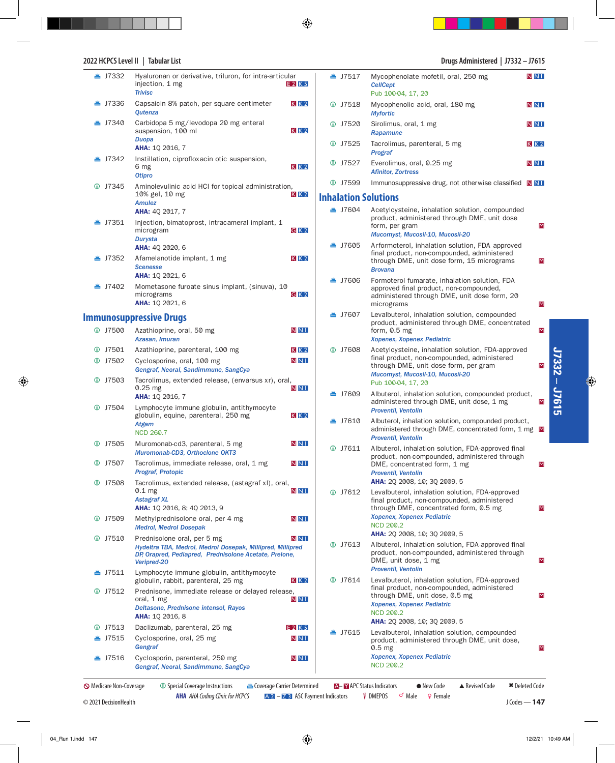J7332 Hyaluronan or derivative, triluron, for intra-articular injection, 1 mg E2 K5
*Trivisc*

J7336 Capsaicin 8% patch, per square centimeter K K2
*Qutenza*

J7340 Carbidopa 5 mg/levodopa 20 mg enteral suspension, 100 ml K K2
*Duopa*
**AHA:** 1Q 2016, 7

J7342 Instillation, ciprofloxacin otic suspension, 6 mg K K2
*Otipro*

J7345 Aminolevulinic acid HCl for topical administration, 10% gel, 10 mg K K2
*Amulez*
**AHA:** 4Q 2017, 7

J7351 Injection, bimatoprost, intracameral implant, 1 microgram G K2
*Durysta*
**AHA:** 4Q 2020, 6

J7352 Afamelanotide implant, 1 mg K K2
*Scenesse*
**AHA:** 1Q 2021, 6

J7402 Mometasone furoate sinus implant, (sinuva), 10 micrograms G K2
**AHA:** 1Q 2021, 6

## Immunosuppressive Drugs

J7500 Azathioprine, oral, 50 mg N N1
*Azasan, Imuran*

J7501 Azathioprine, parenteral, 100 mg K K2

J7502 Cyclosporine, oral, 100 mg N N1
*Gengraf, Neoral, Sandimmune, SangCya*

J7503 Tacrolimus, extended release, (envarsus xr), oral, 0.25 mg N N1
**AHA:** 1Q 2016, 7

J7504 Lymphocyte immune globulin, antithymocyte globulin, equine, parenteral, 250 mg K K2
*Atgam*
NCD 260.7

J7505 Muromonab-cd3, parenteral, 5 mg N N1
*Muromonab-CD3, Orthoclone OKT3*

J7507 Tacrolimus, immediate release, oral, 1 mg N N1
*Prograf, Protopic*

J7508 Tacrolimus, extended release, (astagraf xl), oral, 0.1 mg N N1
*Astagraf XL*
**AHA:** 1Q 2016, 8; 4Q 2013, 9

J7509 Methylprednisolone oral, per 4 mg N N1
*Medrol, Medrol Dosepak*

J7510 Prednisolone oral, per 5 mg N N1
*Hydeltra TBA, Medrol, Medrol Dosepak, Millipred, Millipred DP, Orapred, Pediapred, Prednisolone Acetate, Prelone, Veripred-20*

J7511 Lymphocyte immune globulin, antithymocyte globulin, rabbit, parenteral, 25 mg K K2

J7512 Prednisone, immediate release or delayed release, oral, 1 mg N N1
*Deltasone, Prednisone intensol, Rayos*
**AHA:** 1Q 2016, 8

J7513 Daclizumab, parenteral, 25 mg E2 K5

J7515 Cyclosporine, oral, 25 mg N N1
*Gengraf*

J7516 Cyclosporin, parenteral, 250 mg N N1
*Gengraf, Neoral, Sandimmune, SangCya*

J7517 Mycophenolate mofetil, oral, 250 mg N N1
*CellCept*
Pub 100-04, 17, 20

J7518 Mycophenolic acid, oral, 180 mg N N1
*Myfortic*

J7520 Sirolimus, oral, 1 mg N N1
*Rapamune*

J7525 Tacrolimus, parenteral, 5 mg K K2
*Prograf*

J7527 Everolimus, oral, 0.25 mg N N1
*Afinitor, Zortress*

J7599 Immunosuppressive drug, not otherwise classified N N1

## Inhalation Solutions

J7604 Acetylcysteine, inhalation solution, compounded product, administered through DME, unit dose form, per gram M
*Mucomyst, Mucosil-10, Mucosil-20*

J7605 Arformoterol, inhalation solution, FDA approved final product, non-compounded, administered through DME, unit dose form, 15 micrograms M
*Brovana*

J7606 Formoterol fumarate, inhalation solution, FDA approved final product, non-compounded, administered through DME, unit dose form, 20 micrograms M

J7607 Levalbuterol, inhalation solution, compounded product, administered through DME, concentrated form, 0.5 mg M
*Xopenex, Xopenex Pediatric*

J7608 Acetylcysteine, inhalation solution, FDA-approved final product, non-compounded, administered through DME, unit dose form, per gram M
*Mucomyst, Mucosil-10, Mucosil-20*
Pub 100-04, 17, 20

J7609 Albuterol, inhalation solution, compounded product, administered through DME, unit dose, 1 mg M
*Proventil, Ventolin*

J7610 Albuterol, inhalation solution, compounded product, administered through DME, concentrated form, 1 mg M
*Proventil, Ventolin*

J7611 Albuterol, inhalation solution, FDA-approved final product, non-compounded, administered through DME, concentrated form, 1 mg M
*Proventil, Ventolin*
**AHA:** 2Q 2008, 10; 3Q 2009, 5

J7612 Levalbuterol, inhalation solution, FDA-approved final product, non-compounded, administered through DME, concentrated form, 0.5 mg M
*Xopenex, Xopenex Pediatric*
NCD 200.2
**AHA:** 2Q 2008, 10; 3Q 2009, 5

J7613 Albuterol, inhalation solution, FDA-approved final product, non-compounded, administered through DME, unit dose, 1 mg M
*Proventil, Ventolin*

J7614 Levalbuterol, inhalation solution, FDA-approved final product, non-compounded, administered through DME, unit dose, 0.5 mg M
*Xopenex, Xopenex Pediatric*
NCD 200.2
**AHA:** 2Q 2008, 10; 3Q 2009, 5

J7615 Levalbuterol, inhalation solution, compounded product, administered through DME, unit dose, 0.5 mg M
*Xopenex, Xopenex Pediatric*
NCD 200.2